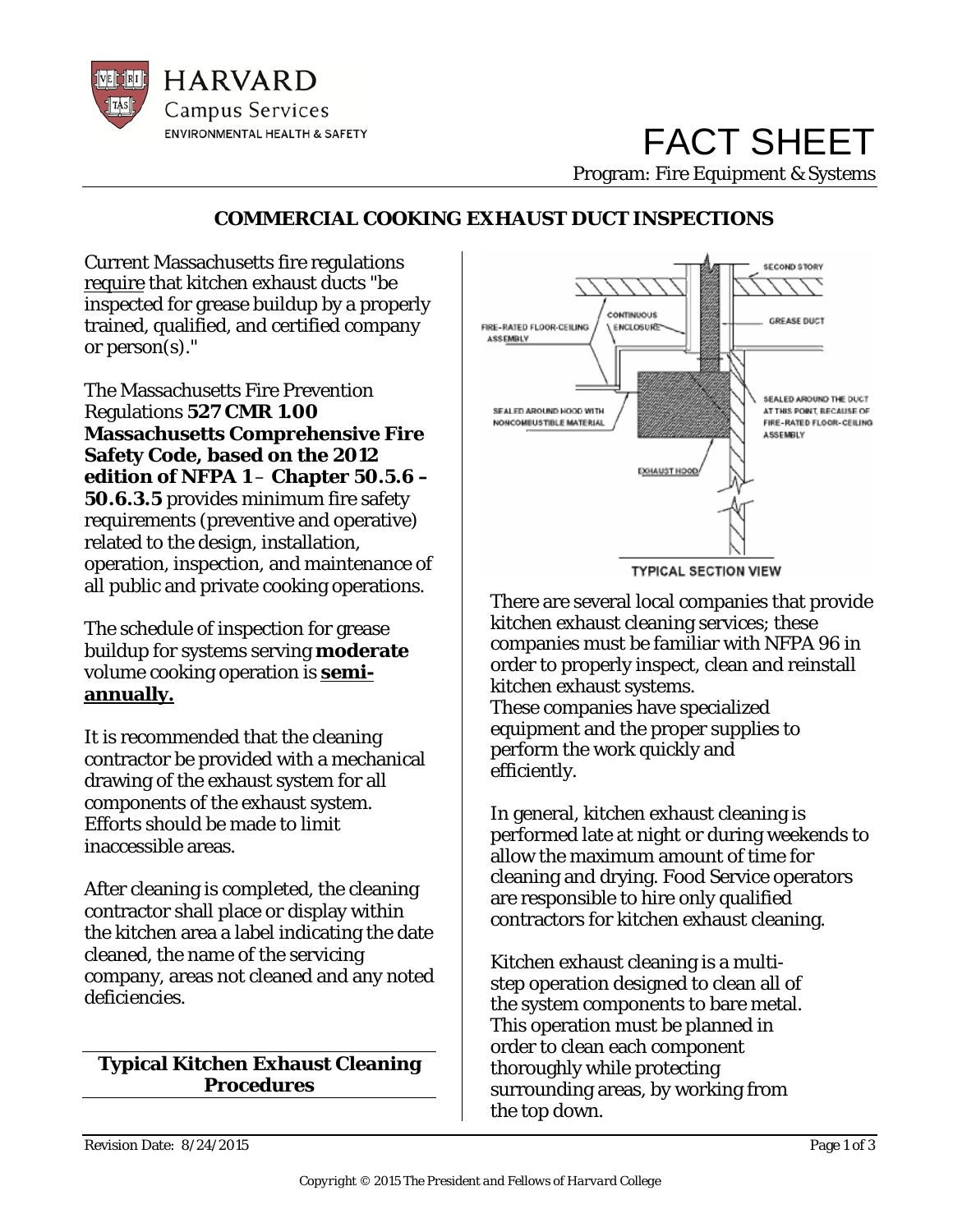# FACT SHEET

Program: Fire Equipment & Systems

## COMMERCIAL COOKING EXHAUST DUCT INSPECTIONS

Current Massachusetts fire regulations require that kitchen exhaust ducts "be inspected for grease buildup by a properly trained, qualified, and certified company or person(s)."

The Massachusetts Fire Prevention Regulations **527 CMR 1.00 Massachusetts Comprehensive Fire Safety Code, based on the 2012 edition of NFPA 1** – **Chapter 50.5.6 – 50.6.3.5** provides minimum fire safety requirements (preventive and operative) related to the design, installation, operation, inspection, and maintenance of all public and private cooking operations.

The schedule of inspection for grease buildup for systems serving **moderate** volume cooking operation is **semi-annually.**

It is recommended that the cleaning contractor be provided with a mechanical drawing of the exhaust system for all components of the exhaust system. Efforts should be made to limit inaccessible areas.

After cleaning is completed, the cleaning contractor shall place or display within the kitchen area a label indicating the date cleaned, the name of the servicing company, areas not cleaned and any noted deficiencies.

TYPICAL SECTION VIEW

There are several local companies that provide kitchen exhaust cleaning services; these companies must be familiar with NFPA 96 in order to properly inspect, clean and reinstall kitchen exhaust systems.
These companies have specialized equipment and the proper supplies to perform the work quickly and efficiently.

In general, kitchen exhaust cleaning is performed late at night or during weekends to allow the maximum amount of time for cleaning and drying. Food Service operators are responsible to hire only qualified contractors for kitchen exhaust cleaning.

Kitchen exhaust cleaning is a multi-step operation designed to clean all of the system components to bare metal. This operation must be planned in order to clean each component thoroughly while protecting surrounding areas, by working from the top down.

### Typical Kitchen Exhaust Cleaning Procedures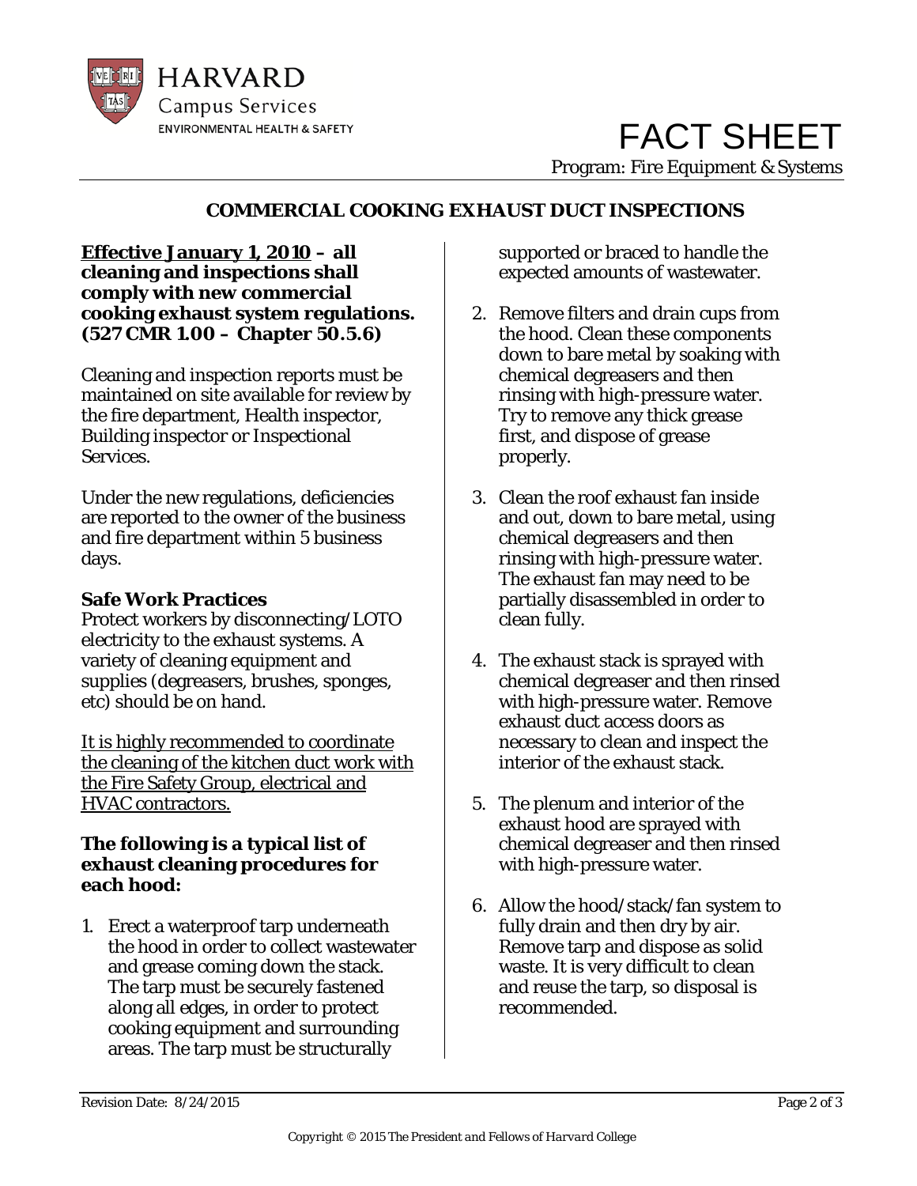## COMMERCIAL COOKING EXHAUST DUCT INSPECTIONS

**<u>Effective January 1, 2010</u> – all cleaning and inspections shall comply with new commercial cooking exhaust system regulations. (527 CMR 1.00 – Chapter 50.5.6)**

Cleaning and inspection reports must be maintained on site available for review by the fire department, Health inspector, Building inspector or Inspectional Services.

Under the new regulations, deficiencies are reported to the owner of the business and fire department within 5 business days.

**Safe Work Practices**

Protect workers by disconnecting/LOTO electricity to the exhaust systems. A variety of cleaning equipment and supplies (degreasers, brushes, sponges, etc) should be on hand.

<u>It is highly recommended to coordinate the cleaning of the kitchen duct work with the Fire Safety Group, electrical and HVAC contractors.</u>

**The following is a typical list of exhaust cleaning procedures for each hood:**

1. Erect a waterproof tarp underneath the hood in order to collect wastewater and grease coming down the stack. The tarp must be securely fastened along all edges, in order to protect cooking equipment and surrounding areas. The tarp must be structurally supported or braced to handle the expected amounts of wastewater.
2. Remove filters and drain cups from the hood. Clean these components down to bare metal by soaking with chemical degreasers and then rinsing with high-pressure water. Try to remove any thick grease first, and dispose of grease properly.
3. Clean the roof exhaust fan inside and out, down to bare metal, using chemical degreasers and then rinsing with high-pressure water. The exhaust fan may need to be partially disassembled in order to clean fully.
4. The exhaust stack is sprayed with chemical degreaser and then rinsed with high-pressure water. Remove exhaust duct access doors as necessary to clean and inspect the interior of the exhaust stack.
5. The plenum and interior of the exhaust hood are sprayed with chemical degreaser and then rinsed with high-pressure water.
6. Allow the hood/stack/fan system to fully drain and then dry by air. Remove tarp and dispose as solid waste. It is very difficult to clean and reuse the tarp, so disposal is recommended.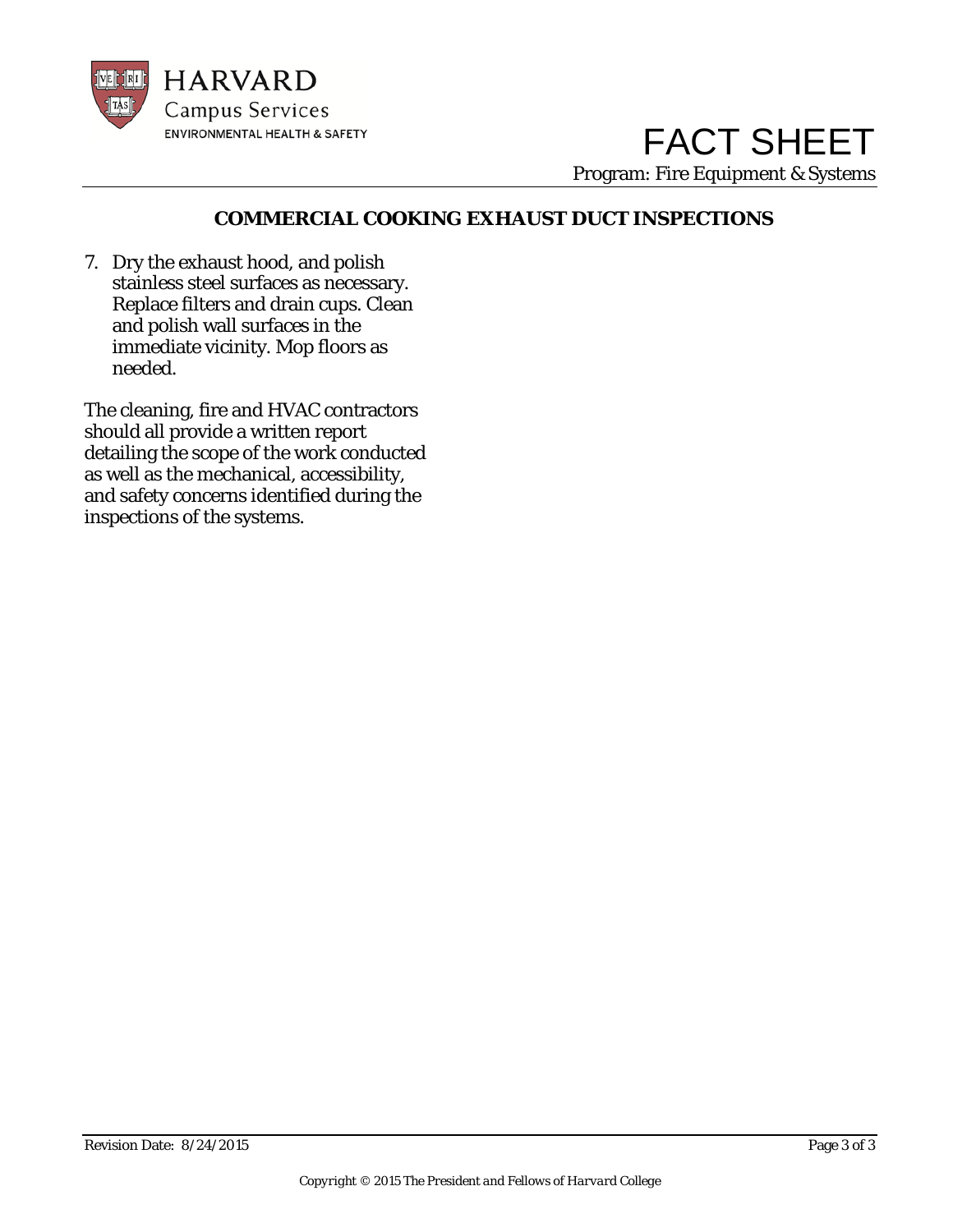## COMMERCIAL COOKING EXHAUST DUCT INSPECTIONS

7. Dry the exhaust hood, and polish stainless steel surfaces as necessary. Replace filters and drain cups. Clean and polish wall surfaces in the immediate vicinity. Mop floors as needed.

The cleaning, fire and HVAC contractors should all provide a written report detailing the scope of the work conducted as well as the mechanical, accessibility, and safety concerns identified during the inspections of the systems.